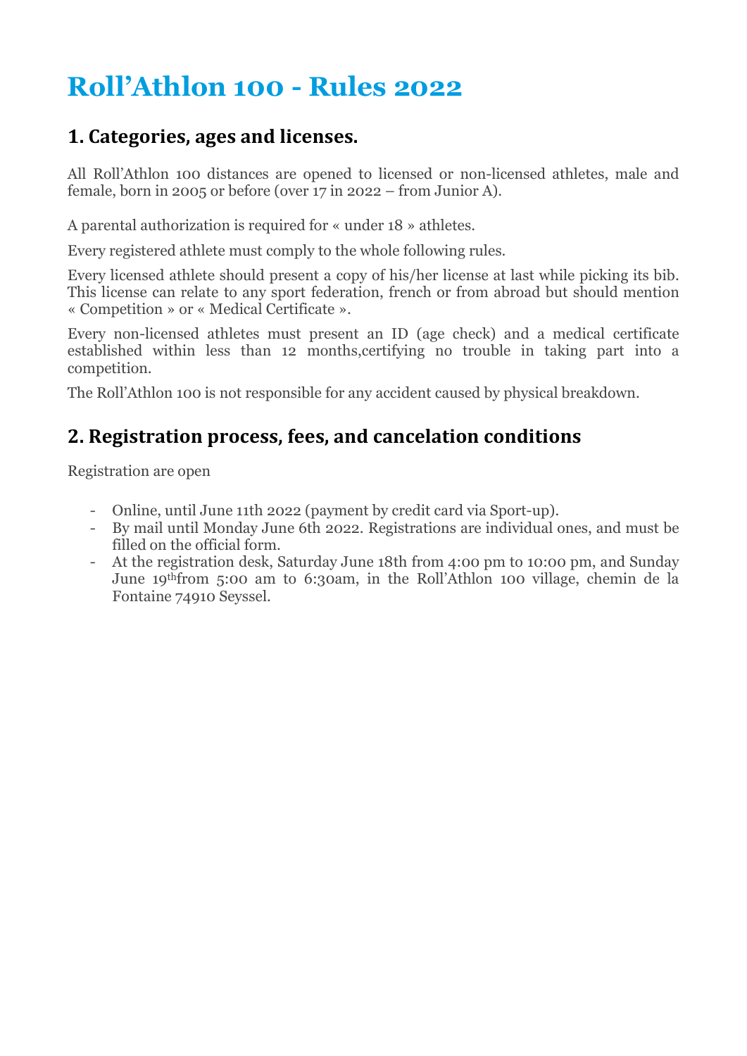# Roll'Athlon 100 - Rules 2022

## 1. Categories, ages and licenses.

All Roll'Athlon 100 distances are opened to licensed or non-licensed athletes, male and female, born in 2005 or before (over 17 in 2022 – from Junior A).

A parental authorization is required for « under 18 » athletes.

Every registered athlete must comply to the whole following rules.

Every licensed athlete should present a copy of his/her license at last while picking its bib. This license can relate to any sport federation, french or from abroad but should mention « Competition » or « Medical Certificate ».

Every non-licensed athletes must present an ID (age check) and a medical certificate established within less than 12 months,certifying no trouble in taking part into a competition.

The Roll'Athlon 100 is not responsible for any accident caused by physical breakdown.

## 2. Registration process, fees, and cancelation conditions

Registration are open

- Online, until June 11th 2022 (payment by credit card via Sport-up).
- By mail until Monday June 6th 2022. Registrations are individual ones, and must be filled on the official form.
- At the registration desk, Saturday June 18th from 4:00 pm to 10:00 pm, and Sunday June 19thfrom 5:00 am to 6:30am, in the Roll'Athlon 100 village, chemin de la Fontaine 74910 Seyssel.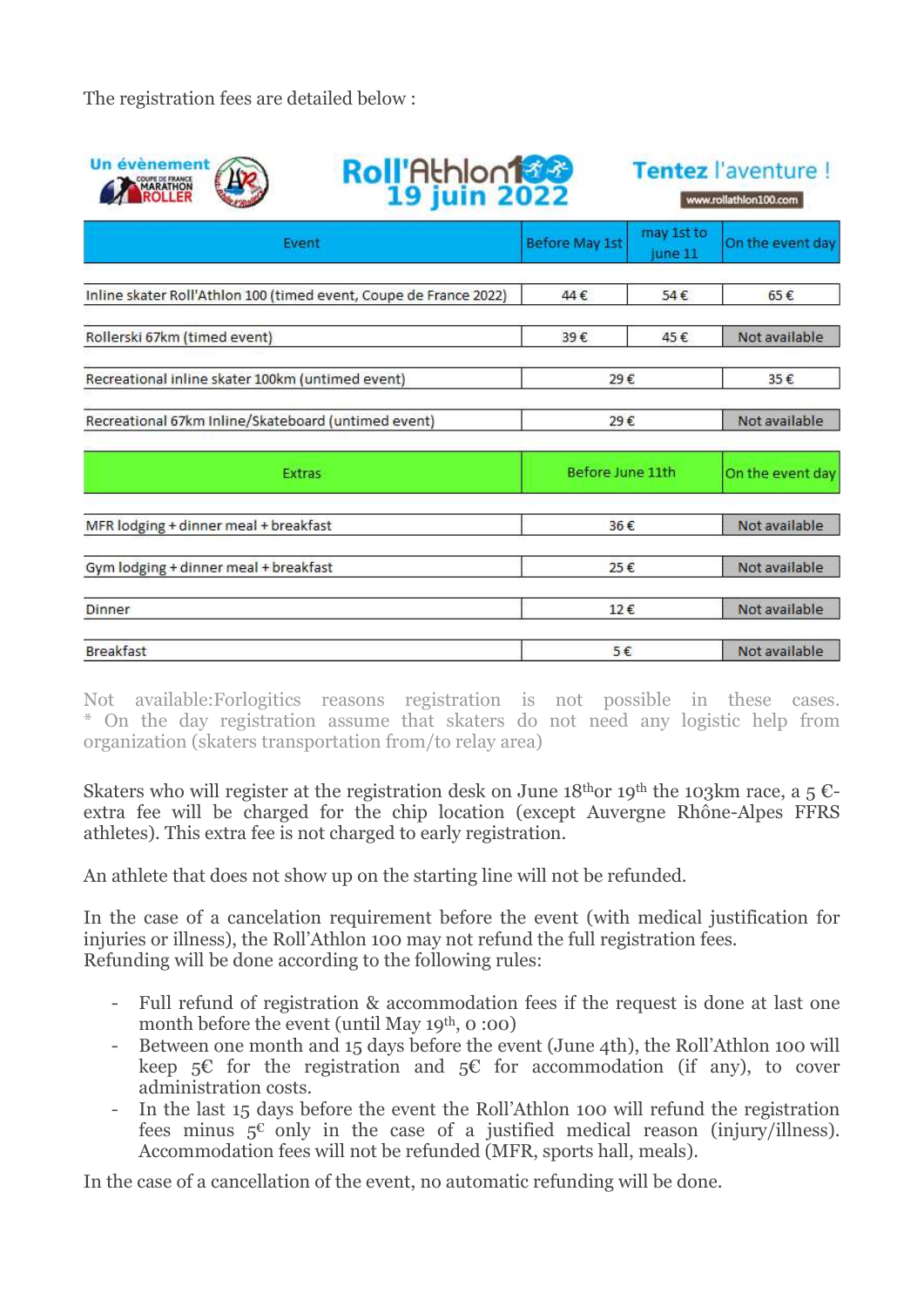The registration fees are detailed below :

Un évènement Coupe de France Marathon Roller

Roll'Athlon100
19 juin 2022

Tentez l'aventure !
www.rollathlon100.com

| Event | Before May 1st | may 1st to june 11 | On the event day |
|---|---|---|---|
| Inline skater Roll'Athlon 100 (timed event, Coupe de France 2022) | 44 € | 54 € | 65 € |
| Rollerski 67km (timed event) | 39 € | 45 € | Not available |
| Recreational inline skater 100km (untimed event) | 29 € | | 35 € |
| Recreational 67km Inline/Skateboard (untimed event) | 29 € | | Not available |
| **Extras** | **Before June 11th** | | **On the event day** |
| MFR lodging + dinner meal + breakfast | 36 € | | Not available |
| Gym lodging + dinner meal + breakfast | 25 € | | Not available |
| Dinner | 12 € | | Not available |
| Breakfast | 5 € | | Not available |

Not available:Forlogitics reasons registration is not possible in these cases.
* On the day registration assume that skaters do not need any logistic help from organization (skaters transportation from/to relay area)

Skaters who will register at the registration desk on June 18th or 19th the 103km race, a 5 €-extra fee will be charged for the chip location (except Auvergne Rhône-Alpes FFRS athletes). This extra fee is not charged to early registration.

An athlete that does not show up on the starting line will not be refunded.

In the case of a cancelation requirement before the event (with medical justification for injuries or illness), the Roll'Athlon 100 may not refund the full registration fees.
Refunding will be done according to the following rules:

- Full refund of registration & accommodation fees if the request is done at last one month before the event (until May 19th, 0 :00)
- Between one month and 15 days before the event (June 4th), the Roll'Athlon 100 will keep 5€ for the registration and 5€ for accommodation (if any), to cover administration costs.
- In the last 15 days before the event the Roll'Athlon 100 will refund the registration fees minus 5€ only in the case of a justified medical reason (injury/illness). Accommodation fees will not be refunded (MFR, sports hall, meals).

In the case of a cancellation of the event, no automatic refunding will be done.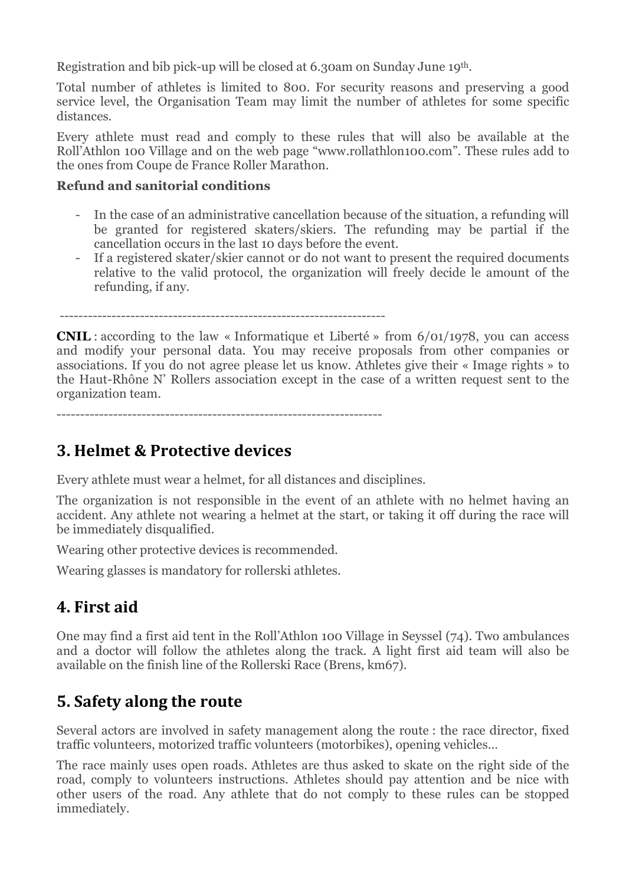Registration and bib pick-up will be closed at 6.30am on Sunday June 19th.

Total number of athletes is limited to 800. For security reasons and preserving a good service level, the Organisation Team may limit the number of athletes for some specific distances.

Every athlete must read and comply to these rules that will also be available at the Roll'Athlon 100 Village and on the web page "www.rollathlon100.com". These rules add to the ones from Coupe de France Roller Marathon.

**Refund and sanitorial conditions**

- In the case of an administrative cancellation because of the situation, a refunding will be granted for registered skaters/skiers. The refunding may be partial if the cancellation occurs in the last 10 days before the event.
- If a registered skater/skier cannot or do not want to present the required documents relative to the valid protocol, the organization will freely decide le amount of the refunding, if any.

--------------------------------------------------------------------

**CNIL** : according to the law « Informatique et Liberté » from 6/01/1978, you can access and modify your personal data. You may receive proposals from other companies or associations. If you do not agree please let us know. Athletes give their « Image rights » to the Haut-Rhône N' Rollers association except in the case of a written request sent to the organization team.

--------------------------------------------------------------------

## 3. Helmet & Protective devices

Every athlete must wear a helmet, for all distances and disciplines.

The organization is not responsible in the event of an athlete with no helmet having an accident. Any athlete not wearing a helmet at the start, or taking it off during the race will be immediately disqualified.

Wearing other protective devices is recommended.

Wearing glasses is mandatory for rollerski athletes.

## 4. First aid

One may find a first aid tent in the Roll'Athlon 100 Village in Seyssel (74). Two ambulances and a doctor will follow the athletes along the track. A light first aid team will also be available on the finish line of the Rollerski Race (Brens, km67).

## 5. Safety along the route

Several actors are involved in safety management along the route : the race director, fixed traffic volunteers, motorized traffic volunteers (motorbikes), opening vehicles…

The race mainly uses open roads. Athletes are thus asked to skate on the right side of the road, comply to volunteers instructions. Athletes should pay attention and be nice with other users of the road. Any athlete that do not comply to these rules can be stopped immediately.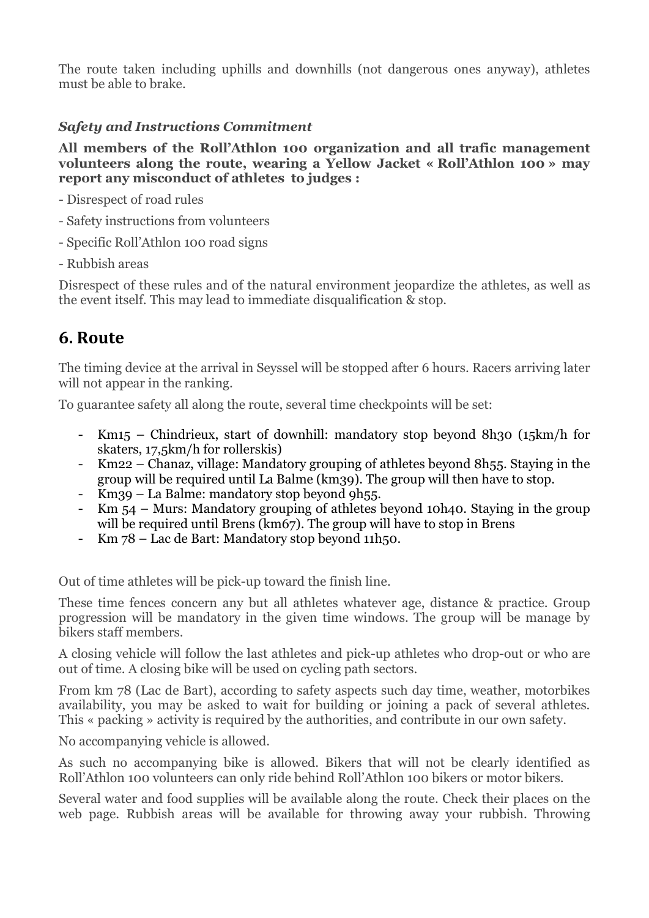The route taken including uphills and downhills (not dangerous ones anyway), athletes must be able to brake.

***Safety and Instructions Commitment***

**All members of the Roll'Athlon 100 organization and all trafic management volunteers along the route, wearing a Yellow Jacket « Roll'Athlon 100 » may report any misconduct of athletes to judges :**

- Disrespect of road rules
- Safety instructions from volunteers
- Specific Roll'Athlon 100 road signs
- Rubbish areas

Disrespect of these rules and of the natural environment jeopardize the athletes, as well as the event itself. This may lead to immediate disqualification & stop.

## 6. Route

The timing device at the arrival in Seyssel will be stopped after 6 hours. Racers arriving later will not appear in the ranking.

To guarantee safety all along the route, several time checkpoints will be set:

- Km15 – Chindrieux, start of downhill: mandatory stop beyond 8h30 (15km/h for skaters, 17,5km/h for rollerskis)
- Km22 – Chanaz, village: Mandatory grouping of athletes beyond 8h55. Staying in the group will be required until La Balme (km39). The group will then have to stop.
- Km39 – La Balme: mandatory stop beyond 9h55.
- Km 54 – Murs: Mandatory grouping of athletes beyond 10h40. Staying in the group will be required until Brens (km67). The group will have to stop in Brens
- Km 78 – Lac de Bart: Mandatory stop beyond 11h50.

Out of time athletes will be pick-up toward the finish line.

These time fences concern any but all athletes whatever age, distance & practice. Group progression will be mandatory in the given time windows. The group will be manage by bikers staff members.

A closing vehicle will follow the last athletes and pick-up athletes who drop-out or who are out of time. A closing bike will be used on cycling path sectors.

From km 78 (Lac de Bart), according to safety aspects such day time, weather, motorbikes availability, you may be asked to wait for building or joining a pack of several athletes. This « packing » activity is required by the authorities, and contribute in our own safety.

No accompanying vehicle is allowed.

As such no accompanying bike is allowed. Bikers that will not be clearly identified as Roll'Athlon 100 volunteers can only ride behind Roll'Athlon 100 bikers or motor bikers.

Several water and food supplies will be available along the route. Check their places on the web page. Rubbish areas will be available for throwing away your rubbish. Throwing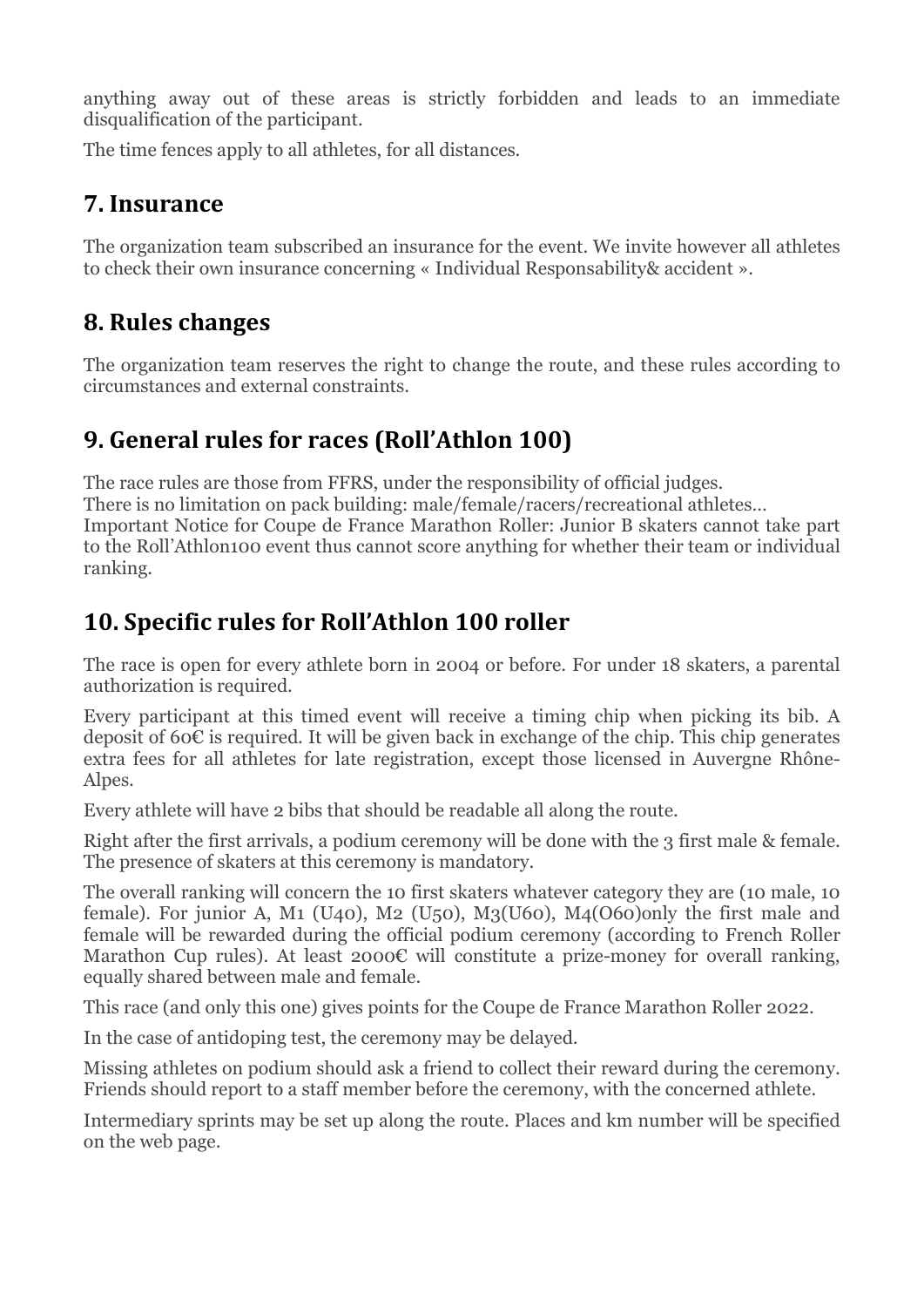anything away out of these areas is strictly forbidden and leads to an immediate disqualification of the participant.

The time fences apply to all athletes, for all distances.

## 7. Insurance

The organization team subscribed an insurance for the event. We invite however all athletes to check their own insurance concerning « Individual Responsability& accident ».

## 8. Rules changes

The organization team reserves the right to change the route, and these rules according to circumstances and external constraints.

## 9. General rules for races (Roll'Athlon 100)

The race rules are those from FFRS, under the responsibility of official judges.
There is no limitation on pack building: male/female/racers/recreational athletes…
Important Notice for Coupe de France Marathon Roller: Junior B skaters cannot take part to the Roll'Athlon100 event thus cannot score anything for whether their team or individual ranking.

## 10. Specific rules for Roll'Athlon 100 roller

The race is open for every athlete born in 2004 or before. For under 18 skaters, a parental authorization is required.

Every participant at this timed event will receive a timing chip when picking its bib. A deposit of 60€ is required. It will be given back in exchange of the chip. This chip generates extra fees for all athletes for late registration, except those licensed in Auvergne Rhône-Alpes.

Every athlete will have 2 bibs that should be readable all along the route.

Right after the first arrivals, a podium ceremony will be done with the 3 first male & female. The presence of skaters at this ceremony is mandatory.

The overall ranking will concern the 10 first skaters whatever category they are (10 male, 10 female). For junior A, M1 (U40), M2 (U50), M3(U60), M4(O60)only the first male and female will be rewarded during the official podium ceremony (according to French Roller Marathon Cup rules). At least 2000€ will constitute a prize-money for overall ranking, equally shared between male and female.

This race (and only this one) gives points for the Coupe de France Marathon Roller 2022.

In the case of antidoping test, the ceremony may be delayed.

Missing athletes on podium should ask a friend to collect their reward during the ceremony. Friends should report to a staff member before the ceremony, with the concerned athlete.

Intermediary sprints may be set up along the route. Places and km number will be specified on the web page.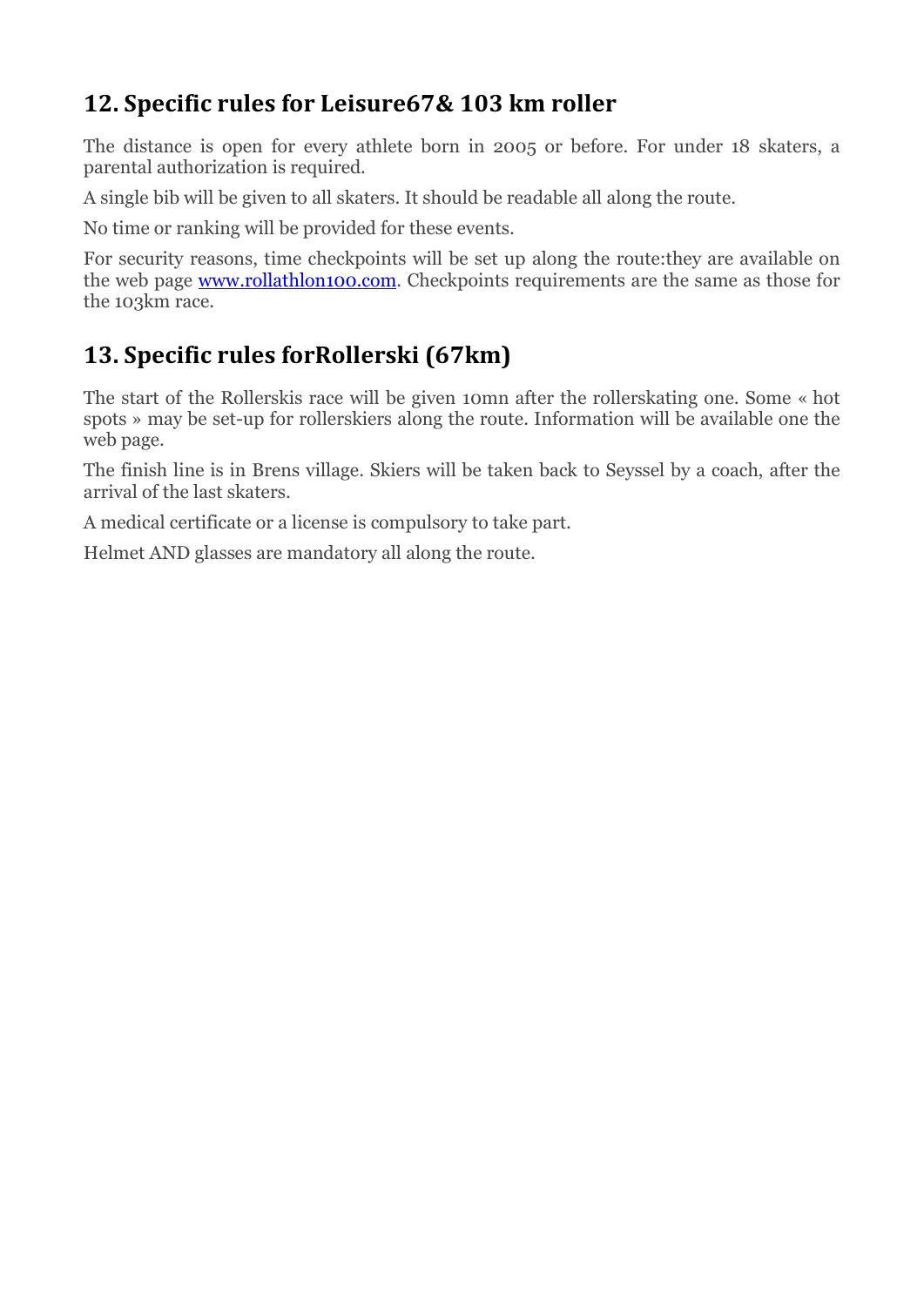## 12. Specific rules for Leisure67& 103 km roller

The distance is open for every athlete born in 2005 or before. For under 18 skaters, a parental authorization is required.

A single bib will be given to all skaters. It should be readable all along the route.

No time or ranking will be provided for these events.

For security reasons, time checkpoints will be set up along the route:they are available on the web page [www.rollathlon100.com](http://www.rollathlon100.com). Checkpoints requirements are the same as those for the 103km race.

## 13. Specific rules forRollerski (67km)

The start of the Rollerskis race will be given 10mn after the rollerskating one. Some « hot spots » may be set-up for rollerskiers along the route. Information will be available one the web page.

The finish line is in Brens village. Skiers will be taken back to Seyssel by a coach, after the arrival of the last skaters.

A medical certificate or a license is compulsory to take part.

Helmet AND glasses are mandatory all along the route.